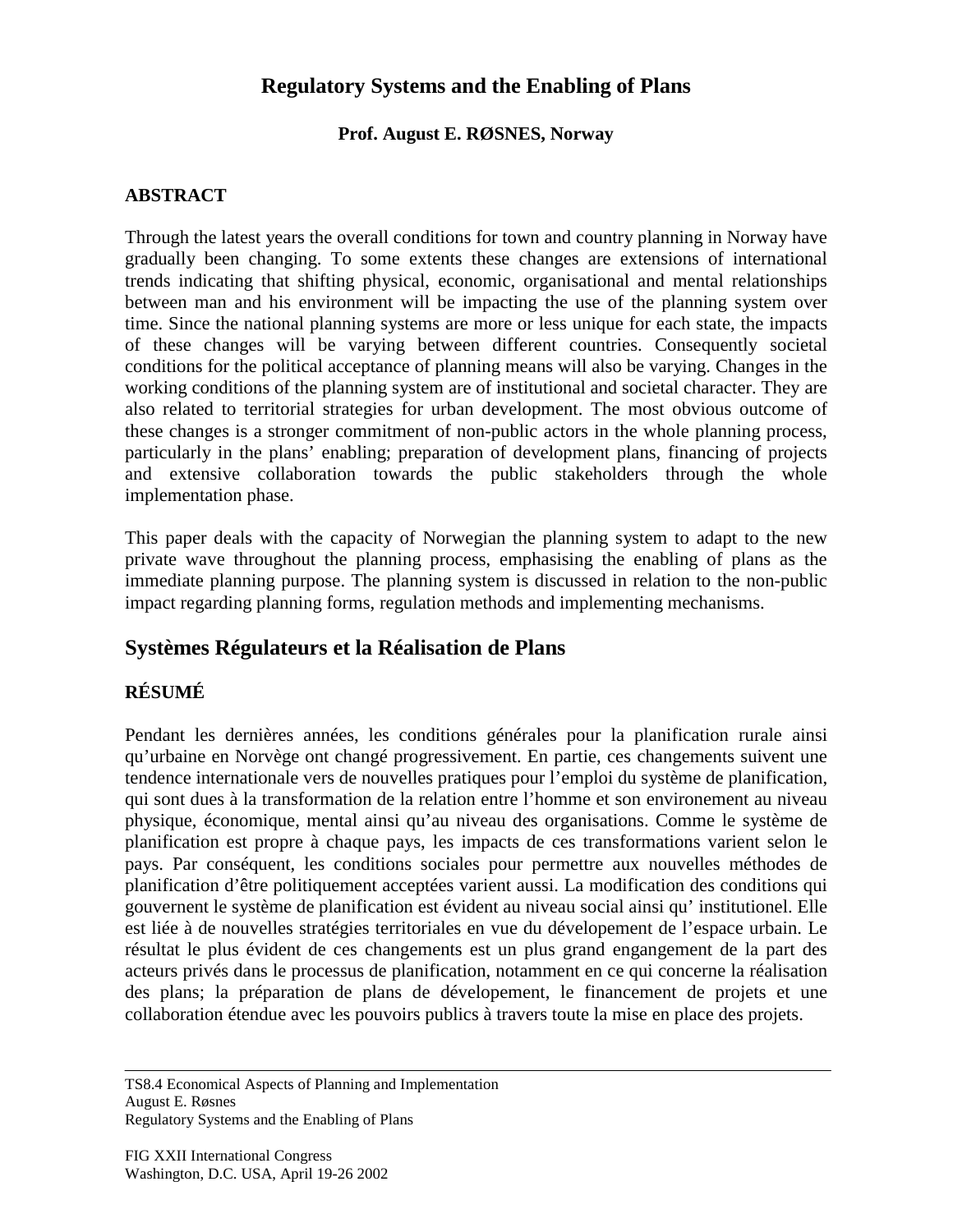# Regulatory Systems and the Enabling of Plans

**Prof. August E. RØSNES, Norway**

## ABSTRACT

Through the latest years the overall conditions for town and country planning in Norway have gradually been changing. To some extents these changes are extensions of international trends indicating that shifting physical, economic, organisational and mental relationships between man and his environment will be impacting the use of the planning system over time. Since the national planning systems are more or less unique for each state, the impacts of these changes will be varying between different countries. Consequently societal conditions for the political acceptance of planning means will also be varying. Changes in the working conditions of the planning system are of institutional and societal character. They are also related to territorial strategies for urban development. The most obvious outcome of these changes is a stronger commitment of non-public actors in the whole planning process, particularly in the plans' enabling; preparation of development plans, financing of projects and extensive collaboration towards the public stakeholders through the whole implementation phase.

This paper deals with the capacity of Norwegian the planning system to adapt to the new private wave throughout the planning process, emphasising the enabling of plans as the immediate planning purpose. The planning system is discussed in relation to the non-public impact regarding planning forms, regulation methods and implementing mechanisms.

# Systèmes Régulateurs et la Réalisation de Plans

## RÉSUMÉ

Pendant les dernières années, les conditions générales pour la planification rurale ainsi qu'urbaine en Norvège ont changé progressivement. En partie, ces changements suivent une tendence internationale vers de nouvelles pratiques pour l'emploi du système de planification, qui sont dues à la transformation de la relation entre l'homme et son environement au niveau physique, économique, mental ainsi qu'au niveau des organisations. Comme le système de planification est propre à chaque pays, les impacts de ces transformations varient selon le pays. Par conséquent, les conditions sociales pour permettre aux nouvelles méthodes de planification d'être politiquement acceptées varient aussi. La modification des conditions qui gouvernent le système de planification est évident au niveau social ainsi qu' institutionel. Elle est liée à de nouvelles stratégies territoriales en vue du dévelopement de l'espace urbain. Le résultat le plus évident de ces changements est un plus grand engangement de la part des acteurs privés dans le processus de planification, notamment en ce qui concerne la réalisation des plans; la préparation de plans de dévelopement, le financement de projets et une collaboration étendue avec les pouvoirs publics à travers toute la mise en place des projets.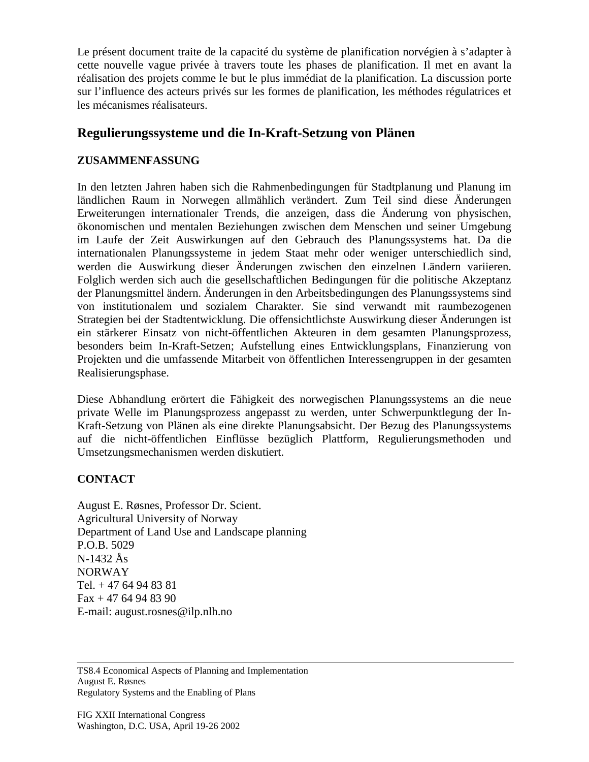Le présent document traite de la capacité du système de planification norvégien à s'adapter à cette nouvelle vague privée à travers toute les phases de planification. Il met en avant la réalisation des projets comme le but le plus immédiat de la planification. La discussion porte sur l'influence des acteurs privés sur les formes de planification, les méthodes régulatrices et les mécanismes réalisateurs.

## Regulierungssysteme und die In-Kraft-Setzung von Plänen

### ZUSAMMENFASSUNG

In den letzten Jahren haben sich die Rahmenbedingungen für Stadtplanung und Planung im ländlichen Raum in Norwegen allmählich verändert. Zum Teil sind diese Änderungen Erweiterungen internationaler Trends, die anzeigen, dass die Änderung von physischen, ökonomischen und mentalen Beziehungen zwischen dem Menschen und seiner Umgebung im Laufe der Zeit Auswirkungen auf den Gebrauch des Planungssystems hat. Da die internationalen Planungssysteme in jedem Staat mehr oder weniger unterschiedlich sind, werden die Auswirkung dieser Änderungen zwischen den einzelnen Ländern variieren. Folglich werden sich auch die gesellschaftlichen Bedingungen für die politische Akzeptanz der Planungsmittel ändern. Änderungen in den Arbeitsbedingungen des Planungssystems sind von institutionalem und sozialem Charakter. Sie sind verwandt mit raumbezogenen Strategien bei der Stadtentwicklung. Die offensichtlichste Auswirkung dieser Änderungen ist ein stärkerer Einsatz von nicht-öffentlichen Akteuren in dem gesamten Planungsprozess, besonders beim In-Kraft-Setzen; Aufstellung eines Entwicklungsplans, Finanzierung von Projekten und die umfassende Mitarbeit von öffentlichen Interessengruppen in der gesamten Realisierungsphase.

Diese Abhandlung erörtert die Fähigkeit des norwegischen Planungssystems an die neue private Welle im Planungsprozess angepasst zu werden, unter Schwerpunktlegung der In-Kraft-Setzung von Plänen als eine direkte Planungsabsicht. Der Bezug des Planungssystems auf die nicht-öffentlichen Einflüsse bezüglich Plattform, Regulierungsmethoden und Umsetzungsmechanismen werden diskutiert.

### CONTACT

August E. Røsnes, Professor Dr. Scient.  
Agricultural University of Norway  
Department of Land Use and Landscape planning  
P.O.B. 5029  
N-1432 Ås  
NORWAY  
Tel. + 47 64 94 83 81  
Fax + 47 64 94 83 90  
E-mail: august.rosnes@ilp.nlh.no